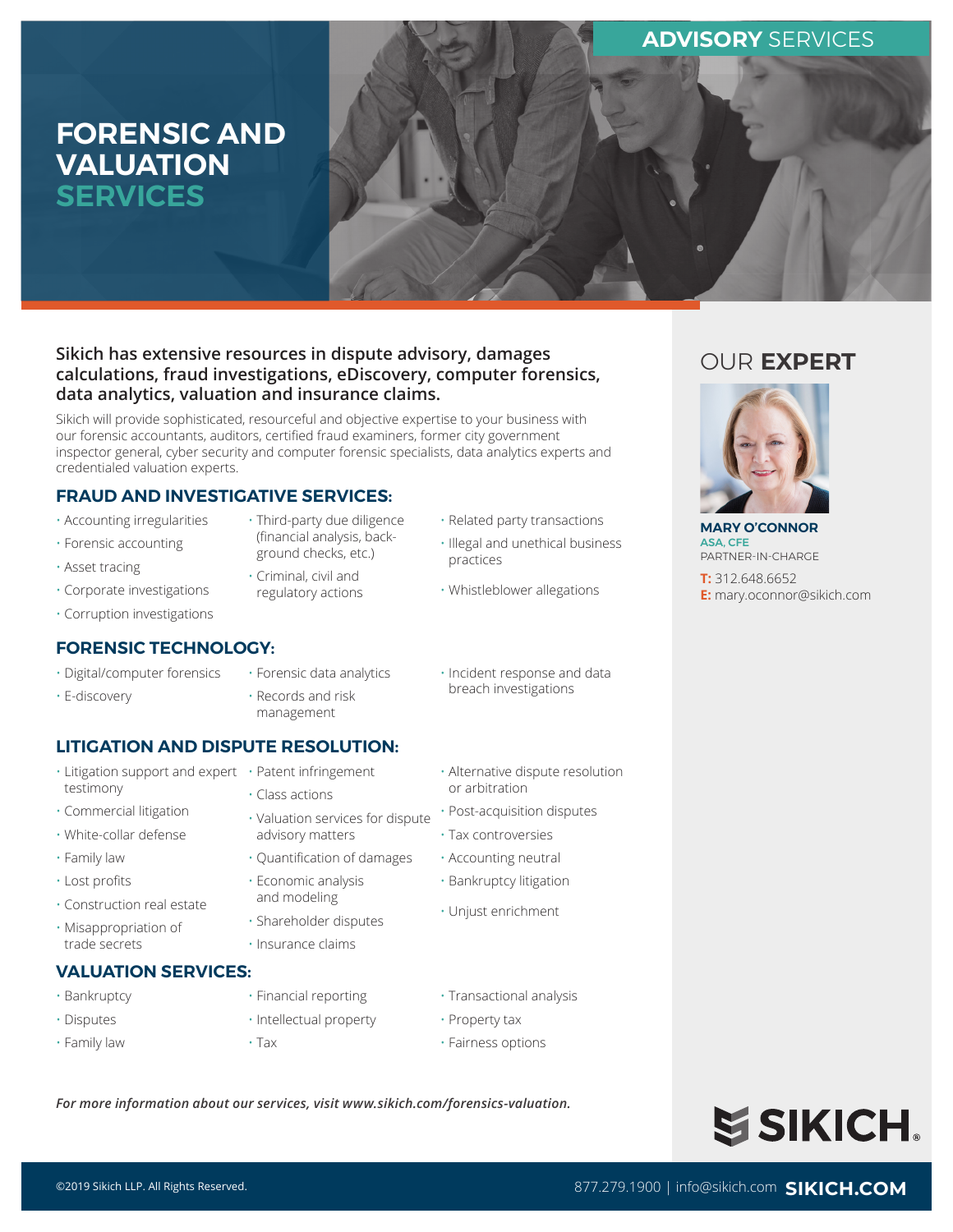ADVISORY SERVICES

# FORENSIC AND VALUATION SERVICES

**Sikich has extensive resources in dispute advisory, damages calculations, fraud investigations, eDiscovery, computer forensics, data analytics, valuation and insurance claims.**

Sikich will provide sophisticated, resourceful and objective expertise to your business with our forensic accountants, auditors, certified fraud examiners, former city government inspector general, cyber security and computer forensic specialists, data analytics experts and credentialed valuation experts.

## FRAUD AND INVESTIGATIVE SERVICES:

- Accounting irregularities
- Forensic accounting
- Asset tracing
- Corporate investigations
- Corruption investigations
- Third-party due diligence (financial analysis, background checks, etc.)
- Criminal, civil and regulatory actions
- Related party transactions
- Illegal and unethical business practices
- Whistleblower allegations

## FORENSIC TECHNOLOGY:

- Digital/computer forensics
- E-discovery
- Forensic data analytics
- Records and risk management
- Incident response and data breach investigations

## LITIGATION AND DISPUTE RESOLUTION:

- Litigation support and expert testimony
- Commercial litigation
- White-collar defense
- Family law
- Lost profits
- Construction real estate
- Misappropriation of trade secrets
- Patent infringement
- Class actions
- Valuation services for dispute advisory matters
- Quantification of damages
- Economic analysis and modeling
- Shareholder disputes
- Insurance claims
- Alternative dispute resolution or arbitration
- Post-acquisition disputes
- Tax controversies
- Accounting neutral
- Bankruptcy litigation
- Unjust enrichment

## VALUATION SERVICES:

- Bankruptcy
- Disputes
- Family law
- Financial reporting
- Intellectual property
- Tax
- Transactional analysis
- Property tax
- Fairness options

***For more information about our services, visit www.sikich.com/forensics-valuation.***

## OUR EXPERT

**MARY O'CONNOR**
ASA, CFE
PARTNER-IN-CHARGE

**T:** 312.648.6652
**E:** mary.oconnor@sikich.com

SIKICH

©2019 Sikich LLP. All Rights Reserved.

877.279.1900 | info@sikich.com **SIKICH.COM**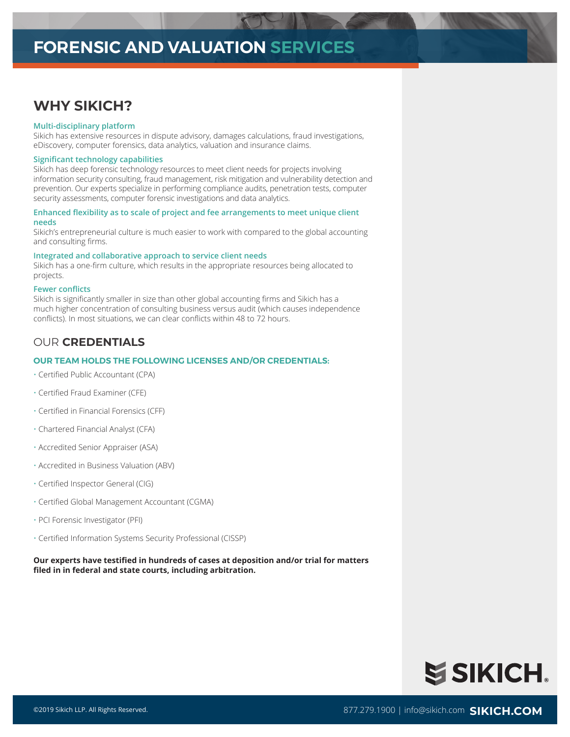# FORENSIC AND VALUATION SERVICES

## WHY SIKICH?

**Multi-disciplinary platform**
Sikich has extensive resources in dispute advisory, damages calculations, fraud investigations, eDiscovery, computer forensics, data analytics, valuation and insurance claims.

**Significant technology capabilities**
Sikich has deep forensic technology resources to meet client needs for projects involving information security consulting, fraud management, risk mitigation and vulnerability detection and prevention. Our experts specialize in performing compliance audits, penetration tests, computer security assessments, computer forensic investigations and data analytics.

**Enhanced flexibility as to scale of project and fee arrangements to meet unique client needs**
Sikich's entrepreneurial culture is much easier to work with compared to the global accounting and consulting firms.

**Integrated and collaborative approach to service client needs**
Sikich has a one-firm culture, which results in the appropriate resources being allocated to projects.

**Fewer conflicts**
Sikich is significantly smaller in size than other global accounting firms and Sikich has a much higher concentration of consulting business versus audit (which causes independence conflicts). In most situations, we can clear conflicts within 48 to 72 hours.

## OUR CREDENTIALS

### OUR TEAM HOLDS THE FOLLOWING LICENSES AND/OR CREDENTIALS:

- Certified Public Accountant (CPA)
- Certified Fraud Examiner (CFE)
- Certified in Financial Forensics (CFF)
- Chartered Financial Analyst (CFA)
- Accredited Senior Appraiser (ASA)
- Accredited in Business Valuation (ABV)
- Certified Inspector General (CIG)
- Certified Global Management Accountant (CGMA)
- PCI Forensic Investigator (PFI)
- Certified Information Systems Security Professional (CISSP)

**Our experts have testified in hundreds of cases at deposition and/or trial for matters filed in in federal and state courts, including arbitration.**

SIKICH.

©2019 Sikich LLP. All Rights Reserved.

877.279.1900 | info@sikich.com **SIKICH.COM**